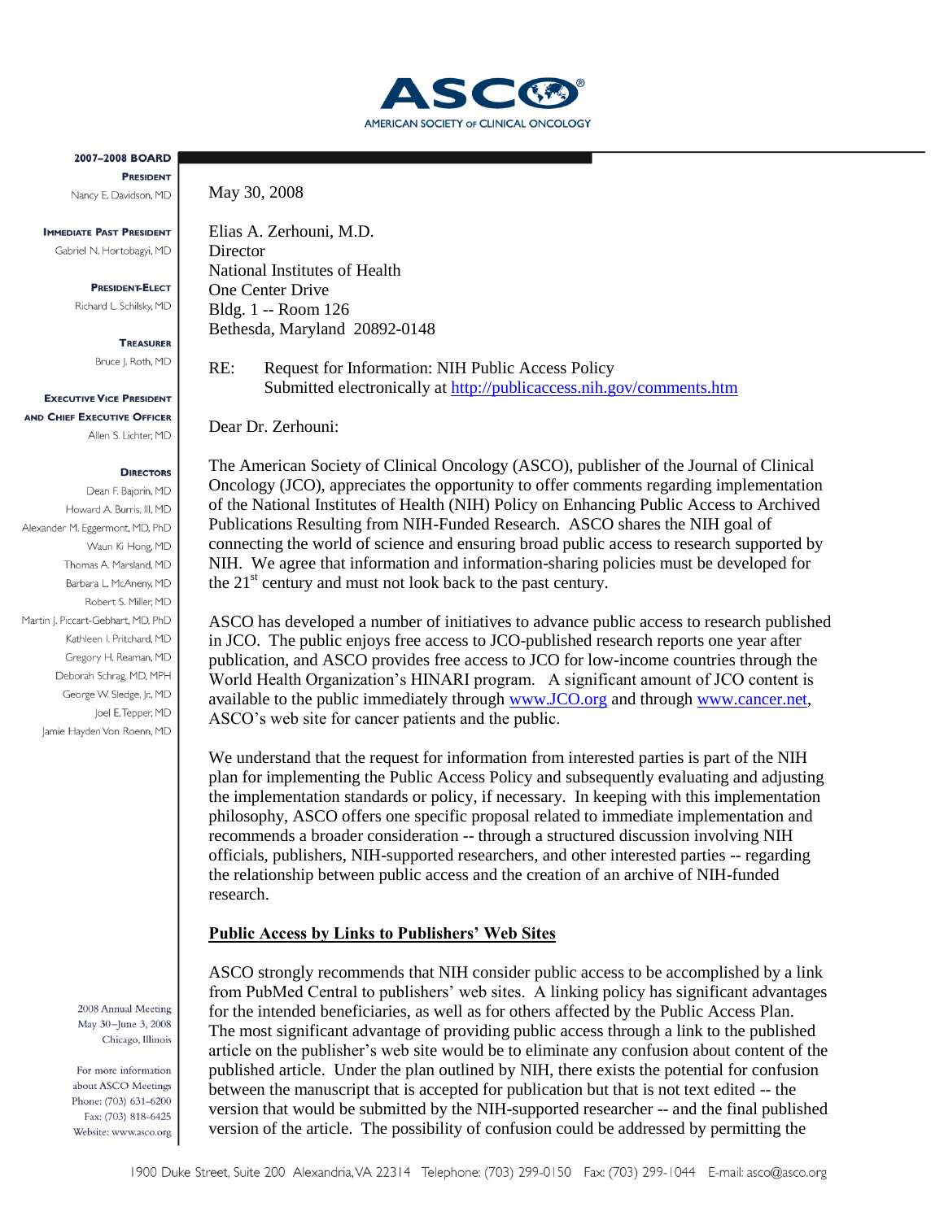# ASCO

AMERICAN SOCIETY OF CLINICAL ONCOLOGY

**2007–2008 BOARD**

**PRESIDENT**
Nancy E. Davidson, MD

**IMMEDIATE PAST PRESIDENT**
Gabriel N. Hortobagyi, MD

**PRESIDENT-ELECT**
Richard L. Schilsky, MD

**TREASURER**
Bruce J. Roth, MD

**EXECUTIVE VICE PRESIDENT AND CHIEF EXECUTIVE OFFICER**
Allen S. Lichter, MD

**DIRECTORS**
Dean F. Bajorin, MD
Howard A. Burris, III, MD
Alexander M. Eggermont, MD, PhD
Waun Ki Hong, MD
Thomas A. Marsland, MD
Barbara L. McAneny, MD
Robert S. Miller, MD
Martin J. Piccart-Gebhart, MD, PhD
Kathleen I. Pritchard, MD
Gregory H. Reaman, MD
Deborah Schrag, MD, MPH
George W. Sledge, Jr., MD
Joel E. Tepper, MD
Jamie Hayden Von Roenn, MD

2008 Annual Meeting
May 30–June 3, 2008
Chicago, Illinois

For more information about ASCO Meetings
Phone: (703) 631-6200
Fax: (703) 818-6425
Website: www.asco.org

May 30, 2008

Elias A. Zerhouni, M.D.
Director
National Institutes of Health
One Center Drive
Bldg. 1 -- Room 126
Bethesda, Maryland 20892-0148

RE: Request for Information: NIH Public Access Policy
Submitted electronically at http://publicaccess.nih.gov/comments.htm

Dear Dr. Zerhouni:

The American Society of Clinical Oncology (ASCO), publisher of the Journal of Clinical Oncology (JCO), appreciates the opportunity to offer comments regarding implementation of the National Institutes of Health (NIH) Policy on Enhancing Public Access to Archived Publications Resulting from NIH-Funded Research. ASCO shares the NIH goal of connecting the world of science and ensuring broad public access to research supported by NIH. We agree that information and information-sharing policies must be developed for the 21st century and must not look back to the past century.

ASCO has developed a number of initiatives to advance public access to research published in JCO. The public enjoys free access to JCO-published research reports one year after publication, and ASCO provides free access to JCO for low-income countries through the World Health Organization's HINARI program. A significant amount of JCO content is available to the public immediately through www.JCO.org and through www.cancer.net, ASCO's web site for cancer patients and the public.

We understand that the request for information from interested parties is part of the NIH plan for implementing the Public Access Policy and subsequently evaluating and adjusting the implementation standards or policy, if necessary. In keeping with this implementation philosophy, ASCO offers one specific proposal related to immediate implementation and recommends a broader consideration -- through a structured discussion involving NIH officials, publishers, NIH-supported researchers, and other interested parties -- regarding the relationship between public access and the creation of an archive of NIH-funded research.

**Public Access by Links to Publishers' Web Sites**

ASCO strongly recommends that NIH consider public access to be accomplished by a link from PubMed Central to publishers' web sites. A linking policy has significant advantages for the intended beneficiaries, as well as for others affected by the Public Access Plan. The most significant advantage of providing public access through a link to the published article on the publisher's web site would be to eliminate any confusion about content of the published article. Under the plan outlined by NIH, there exists the potential for confusion between the manuscript that is accepted for publication but that is not text edited -- the version that would be submitted by the NIH-supported researcher -- and the final published version of the article. The possibility of confusion could be addressed by permitting the

1900 Duke Street, Suite 200 Alexandria, VA 22314 Telephone: (703) 299-0150 Fax: (703) 299-1044 E-mail: asco@asco.org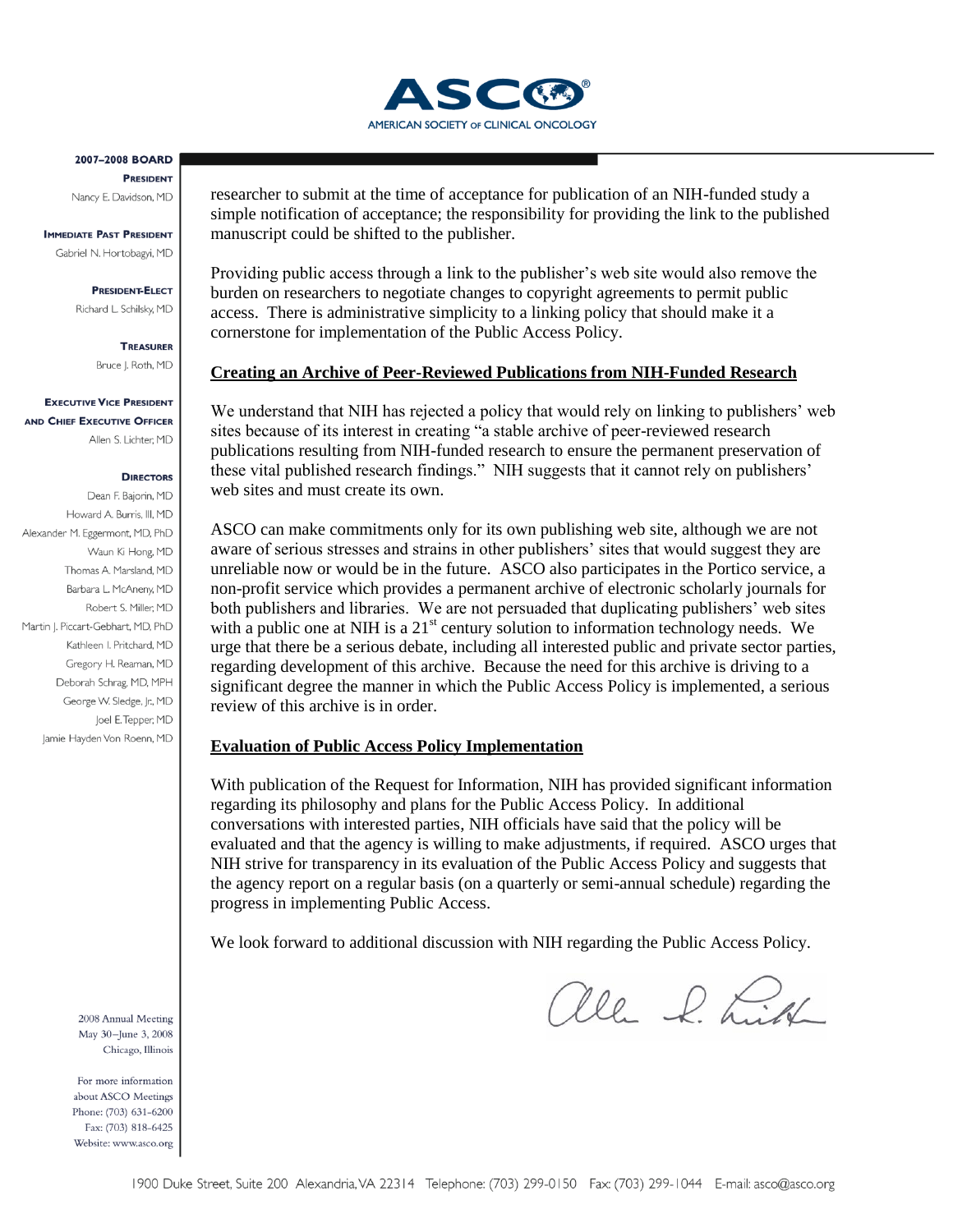researcher to submit at the time of acceptance for publication of an NIH-funded study a simple notification of acceptance; the responsibility for providing the link to the published manuscript could be shifted to the publisher.

Providing public access through a link to the publisher's web site would also remove the burden on researchers to negotiate changes to copyright agreements to permit public access. There is administrative simplicity to a linking policy that should make it a cornerstone for implementation of the Public Access Policy.

**Creating an Archive of Peer-Reviewed Publications from NIH-Funded Research**

We understand that NIH has rejected a policy that would rely on linking to publishers' web sites because of its interest in creating "a stable archive of peer-reviewed research publications resulting from NIH-funded research to ensure the permanent preservation of these vital published research findings." NIH suggests that it cannot rely on publishers' web sites and must create its own.

ASCO can make commitments only for its own publishing web site, although we are not aware of serious stresses and strains in other publishers' sites that would suggest they are unreliable now or would be in the future. ASCO also participates in the Portico service, a non-profit service which provides a permanent archive of electronic scholarly journals for both publishers and libraries. We are not persuaded that duplicating publishers' web sites with a public one at NIH is a 21st century solution to information technology needs. We urge that there be a serious debate, including all interested public and private sector parties, regarding development of this archive. Because the need for this archive is driving to a significant degree the manner in which the Public Access Policy is implemented, a serious review of this archive is in order.

**Evaluation of Public Access Policy Implementation**

With publication of the Request for Information, NIH has provided significant information regarding its philosophy and plans for the Public Access Policy. In additional conversations with interested parties, NIH officials have said that the policy will be evaluated and that the agency is willing to make adjustments, if required. ASCO urges that NIH strive for transparency in its evaluation of the Public Access Policy and suggests that the agency report on a regular basis (on a quarterly or semi-annual schedule) regarding the progress in implementing Public Access.

We look forward to additional discussion with NIH regarding the Public Access Policy.

2007–2008 BOARD

PRESIDENT
Nancy E. Davidson, MD

IMMEDIATE PAST PRESIDENT
Gabriel N. Hortobagyi, MD

PRESIDENT-ELECT
Richard L. Schilsky, MD

TREASURER
Bruce J. Roth, MD

EXECUTIVE VICE PRESIDENT AND CHIEF EXECUTIVE OFFICER
Allen S. Lichter, MD

DIRECTORS
Dean F. Bajorin, MD
Howard A. Burris, III, MD
Alexander M. Eggermont, MD, PhD
Waun Ki Hong, MD
Thomas A. Marsland, MD
Barbara L. McAneny, MD
Robert S. Miller, MD
Martin J. Piccart-Gebhart, MD, PhD
Kathleen I. Pritchard, MD
Gregory H. Reaman, MD
Deborah Schrag, MD, MPH
George W. Sledge, Jr., MD
Joel E. Tepper, MD
Jamie Hayden Von Roenn, MD

2008 Annual Meeting
May 30–June 3, 2008
Chicago, Illinois

For more information about ASCO Meetings
Phone: (703) 631-6200
Fax: (703) 818-6425
Website: www.asco.org